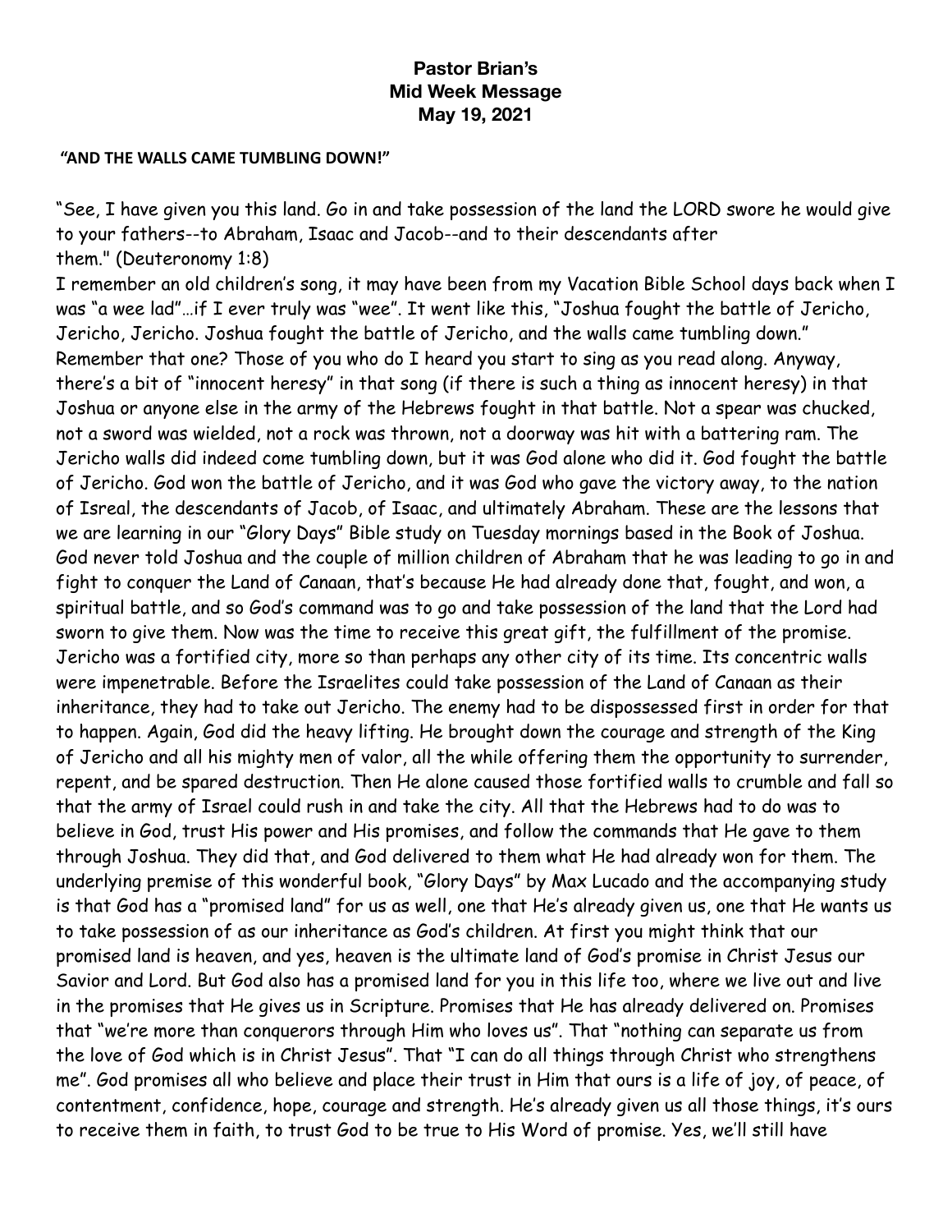**Pastor Brian's**
**Mid Week Message**
**May 19, 2021**

**"AND THE WALLS CAME TUMBLING DOWN!"**

"See, I have given you this land. Go in and take possession of the land the LORD swore he would give to your fathers--to Abraham, Isaac and Jacob--and to their descendants after them." (Deuteronomy 1:8)

I remember an old children's song, it may have been from my Vacation Bible School days back when I was "a wee lad"…if I ever truly was "wee". It went like this, "Joshua fought the battle of Jericho, Jericho, Jericho. Joshua fought the battle of Jericho, and the walls came tumbling down." Remember that one? Those of you who do I heard you start to sing as you read along. Anyway, there's a bit of "innocent heresy" in that song (if there is such a thing as innocent heresy) in that Joshua or anyone else in the army of the Hebrews fought in that battle. Not a spear was chucked, not a sword was wielded, not a rock was thrown, not a doorway was hit with a battering ram. The Jericho walls did indeed come tumbling down, but it was God alone who did it. God fought the battle of Jericho. God won the battle of Jericho, and it was God who gave the victory away, to the nation of Isreal, the descendants of Jacob, of Isaac, and ultimately Abraham. These are the lessons that we are learning in our "Glory Days" Bible study on Tuesday mornings based in the Book of Joshua. God never told Joshua and the couple of million children of Abraham that he was leading to go in and fight to conquer the Land of Canaan, that's because He had already done that, fought, and won, a spiritual battle, and so God's command was to go and take possession of the land that the Lord had sworn to give them. Now was the time to receive this great gift, the fulfillment of the promise. Jericho was a fortified city, more so than perhaps any other city of its time. Its concentric walls were impenetrable. Before the Israelites could take possession of the Land of Canaan as their inheritance, they had to take out Jericho. The enemy had to be dispossessed first in order for that to happen. Again, God did the heavy lifting. He brought down the courage and strength of the King of Jericho and all his mighty men of valor, all the while offering them the opportunity to surrender, repent, and be spared destruction. Then He alone caused those fortified walls to crumble and fall so that the army of Israel could rush in and take the city. All that the Hebrews had to do was to believe in God, trust His power and His promises, and follow the commands that He gave to them through Joshua. They did that, and God delivered to them what He had already won for them. The underlying premise of this wonderful book, "Glory Days" by Max Lucado and the accompanying study is that God has a "promised land" for us as well, one that He's already given us, one that He wants us to take possession of as our inheritance as God's children. At first you might think that our promised land is heaven, and yes, heaven is the ultimate land of God's promise in Christ Jesus our Savior and Lord. But God also has a promised land for you in this life too, where we live out and live in the promises that He gives us in Scripture. Promises that He has already delivered on. Promises that "we're more than conquerors through Him who loves us". That "nothing can separate us from the love of God which is in Christ Jesus". That "I can do all things through Christ who strengthens me". God promises all who believe and place their trust in Him that ours is a life of joy, of peace, of contentment, confidence, hope, courage and strength. He's already given us all those things, it's ours to receive them in faith, to trust God to be true to His Word of promise. Yes, we'll still have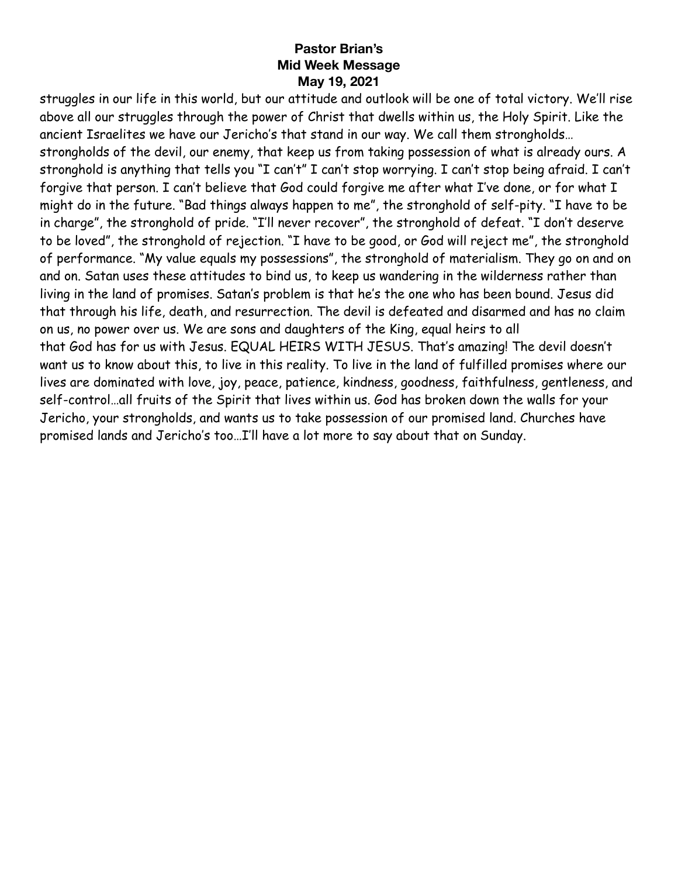struggles in our life in this world, but our attitude and outlook will be one of total victory. We'll rise above all our struggles through the power of Christ that dwells within us, the Holy Spirit. Like the ancient Israelites we have our Jericho's that stand in our way. We call them strongholds… strongholds of the devil, our enemy, that keep us from taking possession of what is already ours. A stronghold is anything that tells you "I can't" I can't stop worrying. I can't stop being afraid. I can't forgive that person. I can't believe that God could forgive me after what I've done, or for what I might do in the future. "Bad things always happen to me", the stronghold of self-pity. "I have to be in charge", the stronghold of pride. "I'll never recover", the stronghold of defeat. "I don't deserve to be loved", the stronghold of rejection. "I have to be good, or God will reject me", the stronghold of performance. "My value equals my possessions", the stronghold of materialism. They go on and on and on. Satan uses these attitudes to bind us, to keep us wandering in the wilderness rather than living in the land of promises. Satan's problem is that he's the one who has been bound. Jesus did that through his life, death, and resurrection. The devil is defeated and disarmed and has no claim on us, no power over us. We are sons and daughters of the King, equal heirs to all that God has for us with Jesus. EQUAL HEIRS WITH JESUS. That's amazing! The devil doesn't want us to know about this, to live in this reality. To live in the land of fulfilled promises where our lives are dominated with love, joy, peace, patience, kindness, goodness, faithfulness, gentleness, and self-control…all fruits of the Spirit that lives within us. God has broken down the walls for your Jericho, your strongholds, and wants us to take possession of our promised land. Churches have promised lands and Jericho's too…I'll have a lot more to say about that on Sunday.